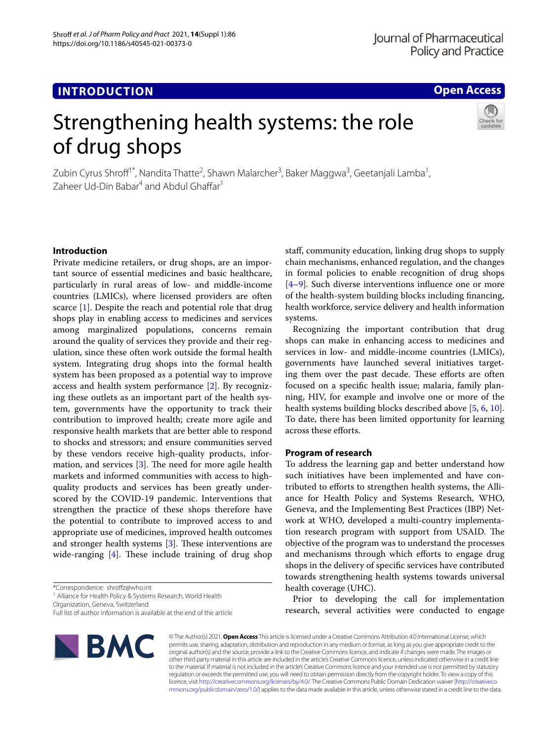INTRODUCTION

Open Access

# Strengthening health systems: the role of drug shops

Zubin Cyrus Shroff[1*], Nandita Thatte[2], Shawn Malarcher[3], Baker Maggwa[3], Geetanjali Lamba[1], Zaheer Ud-Din Babar[4] and Abdul Ghaffar[1]

## Introduction

Private medicine retailers, or drug shops, are an important source of essential medicines and basic healthcare, particularly in rural areas of low- and middle-income countries (LMICs), where licensed providers are often scarce [1]. Despite the reach and potential role that drug shops play in enabling access to medicines and services among marginalized populations, concerns remain around the quality of services they provide and their regulation, since these often work outside the formal health system. Integrating drug shops into the formal health system has been proposed as a potential way to improve access and health system performance [2]. By recognizing these outlets as an important part of the health system, governments have the opportunity to track their contribution to improved health; create more agile and responsive health markets that are better able to respond to shocks and stressors; and ensure communities served by these vendors receive high-quality products, information, and services [3]. The need for more agile health markets and informed communities with access to high-quality products and services has been greatly underscored by the COVID-19 pandemic. Interventions that strengthen the practice of these shops therefore have the potential to contribute to improved access to and appropriate use of medicines, improved health outcomes and stronger health systems [3]. These interventions are wide-ranging [4]. These include training of drug shop staff, community education, linking drug shops to supply chain mechanisms, enhanced regulation, and the changes in formal policies to enable recognition of drug shops [4–9]. Such diverse interventions influence one or more of the health-system building blocks including financing, health workforce, service delivery and health information systems.

Recognizing the important contribution that drug shops can make in enhancing access to medicines and services in low- and middle-income countries (LMICs), governments have launched several initiatives targeting them over the past decade. These efforts are often focused on a specific health issue; malaria, family planning, HIV, for example and involve one or more of the health systems building blocks described above [5, 6, 10]. To date, there has been limited opportunity for learning across these efforts.

## Program of research

To address the learning gap and better understand how such initiatives have been implemented and have contributed to efforts to strengthen health systems, the Alliance for Health Policy and Systems Research, WHO, Geneva, and the Implementing Best Practices (IBP) Network at WHO, developed a multi-country implementation research program with support from USAID. The objective of the program was to understand the processes and mechanisms through which efforts to engage drug shops in the delivery of specific services have contributed towards strengthening health systems towards universal health coverage (UHC).

Prior to developing the call for implementation research, several activities were conducted to engage

*Correspondence: shroffz@who.int
[1] Alliance for Health Policy & Systems Research, World Health Organization, Geneva, Switzerland
Full list of author information is available at the end of the article

© The Author(s) 2021. **Open Access** This article is licensed under a Creative Commons Attribution 4.0 International License, which permits use, sharing, adaptation, distribution and reproduction in any medium or format, as long as you give appropriate credit to the original author(s) and the source, provide a link to the Creative Commons licence, and indicate if changes were made. The images or other third party material in this article are included in the article's Creative Commons licence, unless indicated otherwise in a credit line to the material. If material is not included in the article's Creative Commons licence and your intended use is not permitted by statutory regulation or exceeds the permitted use, you will need to obtain permission directly from the copyright holder. To view a copy of this licence, visit http://creativecommons.org/licenses/by/4.0/. The Creative Commons Public Domain Dedication waiver (http://creativecommons.org/publicdomain/zero/1.0/) applies to the data made available in this article, unless otherwise stated in a credit line to the data.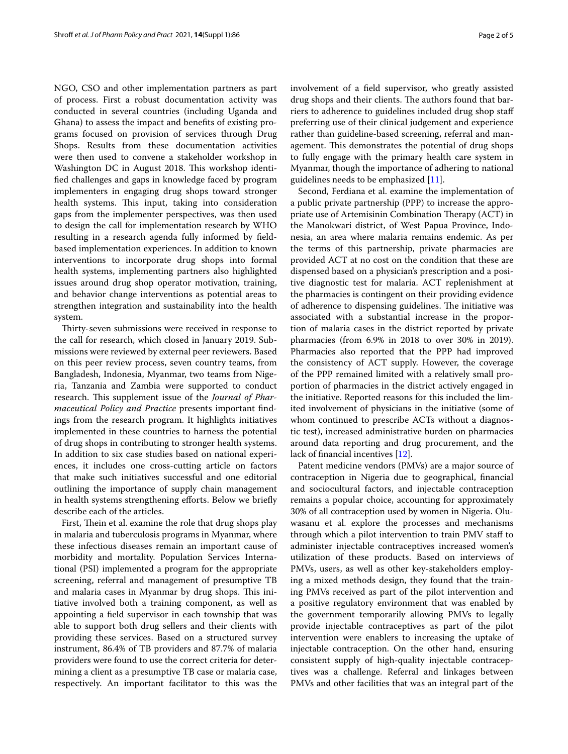NGO, CSO and other implementation partners as part of process. First a robust documentation activity was conducted in several countries (including Uganda and Ghana) to assess the impact and benefits of existing programs focused on provision of services through Drug Shops. Results from these documentation activities were then used to convene a stakeholder workshop in Washington DC in August 2018. This workshop identified challenges and gaps in knowledge faced by program implementers in engaging drug shops toward stronger health systems. This input, taking into consideration gaps from the implementer perspectives, was then used to design the call for implementation research by WHO resulting in a research agenda fully informed by field-based implementation experiences. In addition to known interventions to incorporate drug shops into formal health systems, implementing partners also highlighted issues around drug shop operator motivation, training, and behavior change interventions as potential areas to strengthen integration and sustainability into the health system.

Thirty-seven submissions were received in response to the call for research, which closed in January 2019. Submissions were reviewed by external peer reviewers. Based on this peer review process, seven country teams, from Bangladesh, Indonesia, Myanmar, two teams from Nigeria, Tanzania and Zambia were supported to conduct research. This supplement issue of the *Journal of Pharmaceutical Policy and Practice* presents important findings from the research program. It highlights initiatives implemented in these countries to harness the potential of drug shops in contributing to stronger health systems. In addition to six case studies based on national experiences, it includes one cross-cutting article on factors that make such initiatives successful and one editorial outlining the importance of supply chain management in health systems strengthening efforts. Below we briefly describe each of the articles.

First, Thein et al. examine the role that drug shops play in malaria and tuberculosis programs in Myanmar, where these infectious diseases remain an important cause of morbidity and mortality. Population Services International (PSI) implemented a program for the appropriate screening, referral and management of presumptive TB and malaria cases in Myanmar by drug shops. This initiative involved both a training component, as well as appointing a field supervisor in each township that was able to support both drug sellers and their clients with providing these services. Based on a structured survey instrument, 86.4% of TB providers and 87.7% of malaria providers were found to use the correct criteria for determining a client as a presumptive TB case or malaria case, respectively. An important facilitator to this was the involvement of a field supervisor, who greatly assisted drug shops and their clients. The authors found that barriers to adherence to guidelines included drug shop staff preferring use of their clinical judgement and experience rather than guideline-based screening, referral and management. This demonstrates the potential of drug shops to fully engage with the primary health care system in Myanmar, though the importance of adhering to national guidelines needs to be emphasized [11].

Second, Ferdiana et al. examine the implementation of a public private partnership (PPP) to increase the appropriate use of Artemisinin Combination Therapy (ACT) in the Manokwari district, of West Papua Province, Indonesia, an area where malaria remains endemic. As per the terms of this partnership, private pharmacies are provided ACT at no cost on the condition that these are dispensed based on a physician's prescription and a positive diagnostic test for malaria. ACT replenishment at the pharmacies is contingent on their providing evidence of adherence to dispensing guidelines. The initiative was associated with a substantial increase in the proportion of malaria cases in the district reported by private pharmacies (from 6.9% in 2018 to over 30% in 2019). Pharmacies also reported that the PPP had improved the consistency of ACT supply. However, the coverage of the PPP remained limited with a relatively small proportion of pharmacies in the district actively engaged in the initiative. Reported reasons for this included the limited involvement of physicians in the initiative (some of whom continued to prescribe ACTs without a diagnostic test), increased administrative burden on pharmacies around data reporting and drug procurement, and the lack of financial incentives [12].

Patent medicine vendors (PMVs) are a major source of contraception in Nigeria due to geographical, financial and sociocultural factors, and injectable contraception remains a popular choice, accounting for approximately 30% of all contraception used by women in Nigeria. Oluwasanu et al. explore the processes and mechanisms through which a pilot intervention to train PMV staff to administer injectable contraceptives increased women's utilization of these products. Based on interviews of PMVs, users, as well as other key-stakeholders employing a mixed methods design, they found that the training PMVs received as part of the pilot intervention and a positive regulatory environment that was enabled by the government temporarily allowing PMVs to legally provide injectable contraceptives as part of the pilot intervention were enablers to increasing the uptake of injectable contraception. On the other hand, ensuring consistent supply of high-quality injectable contraceptives was a challenge. Referral and linkages between PMVs and other facilities that was an integral part of the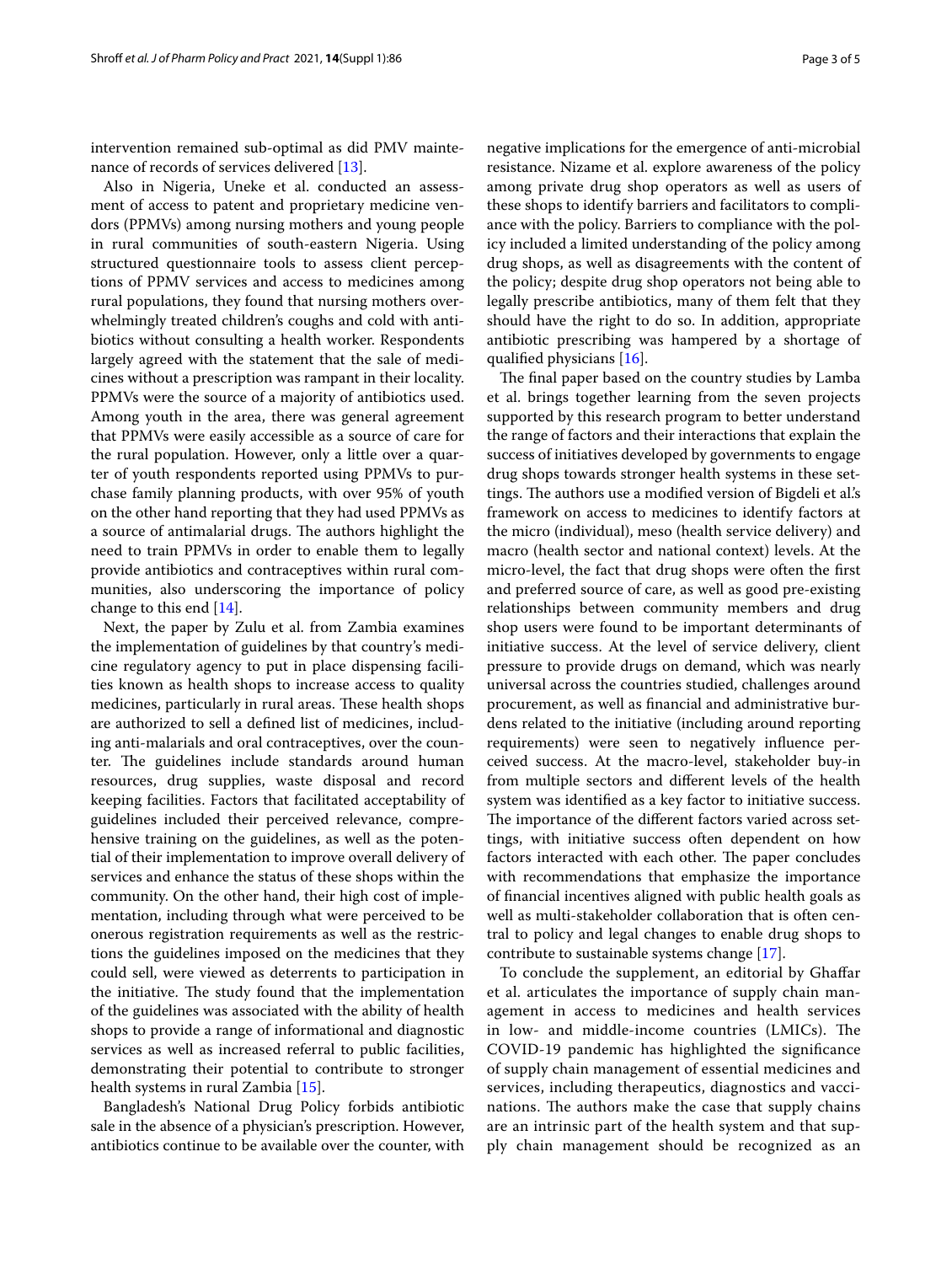intervention remained sub-optimal as did PMV maintenance of records of services delivered [13].

Also in Nigeria, Uneke et al. conducted an assessment of access to patent and proprietary medicine vendors (PPMVs) among nursing mothers and young people in rural communities of south-eastern Nigeria. Using structured questionnaire tools to assess client perceptions of PPMV services and access to medicines among rural populations, they found that nursing mothers overwhelmingly treated children's coughs and cold with antibiotics without consulting a health worker. Respondents largely agreed with the statement that the sale of medicines without a prescription was rampant in their locality. PPMVs were the source of a majority of antibiotics used. Among youth in the area, there was general agreement that PPMVs were easily accessible as a source of care for the rural population. However, only a little over a quarter of youth respondents reported using PPMVs to purchase family planning products, with over 95% of youth on the other hand reporting that they had used PPMVs as a source of antimalarial drugs. The authors highlight the need to train PPMVs in order to enable them to legally provide antibiotics and contraceptives within rural communities, also underscoring the importance of policy change to this end [14].

Next, the paper by Zulu et al. from Zambia examines the implementation of guidelines by that country's medicine regulatory agency to put in place dispensing facilities known as health shops to increase access to quality medicines, particularly in rural areas. These health shops are authorized to sell a defined list of medicines, including anti-malarials and oral contraceptives, over the counter. The guidelines include standards around human resources, drug supplies, waste disposal and record keeping facilities. Factors that facilitated acceptability of guidelines included their perceived relevance, comprehensive training on the guidelines, as well as the potential of their implementation to improve overall delivery of services and enhance the status of these shops within the community. On the other hand, their high cost of implementation, including through what were perceived to be onerous registration requirements as well as the restrictions the guidelines imposed on the medicines that they could sell, were viewed as deterrents to participation in the initiative. The study found that the implementation of the guidelines was associated with the ability of health shops to provide a range of informational and diagnostic services as well as increased referral to public facilities, demonstrating their potential to contribute to stronger health systems in rural Zambia [15].

Bangladesh's National Drug Policy forbids antibiotic sale in the absence of a physician's prescription. However, antibiotics continue to be available over the counter, with negative implications for the emergence of anti-microbial resistance. Nizame et al. explore awareness of the policy among private drug shop operators as well as users of these shops to identify barriers and facilitators to compliance with the policy. Barriers to compliance with the policy included a limited understanding of the policy among drug shops, as well as disagreements with the content of the policy; despite drug shop operators not being able to legally prescribe antibiotics, many of them felt that they should have the right to do so. In addition, appropriate antibiotic prescribing was hampered by a shortage of qualified physicians [16].

The final paper based on the country studies by Lamba et al. brings together learning from the seven projects supported by this research program to better understand the range of factors and their interactions that explain the success of initiatives developed by governments to engage drug shops towards stronger health systems in these settings. The authors use a modified version of Bigdeli et al.'s framework on access to medicines to identify factors at the micro (individual), meso (health service delivery) and macro (health sector and national context) levels. At the micro-level, the fact that drug shops were often the first and preferred source of care, as well as good pre-existing relationships between community members and drug shop users were found to be important determinants of initiative success. At the level of service delivery, client pressure to provide drugs on demand, which was nearly universal across the countries studied, challenges around procurement, as well as financial and administrative burdens related to the initiative (including around reporting requirements) were seen to negatively influence perceived success. At the macro-level, stakeholder buy-in from multiple sectors and different levels of the health system was identified as a key factor to initiative success. The importance of the different factors varied across settings, with initiative success often dependent on how factors interacted with each other. The paper concludes with recommendations that emphasize the importance of financial incentives aligned with public health goals as well as multi-stakeholder collaboration that is often central to policy and legal changes to enable drug shops to contribute to sustainable systems change [17].

To conclude the supplement, an editorial by Ghaffar et al. articulates the importance of supply chain management in access to medicines and health services in low- and middle-income countries (LMICs). The COVID-19 pandemic has highlighted the significance of supply chain management of essential medicines and services, including therapeutics, diagnostics and vaccinations. The authors make the case that supply chains are an intrinsic part of the health system and that supply chain management should be recognized as an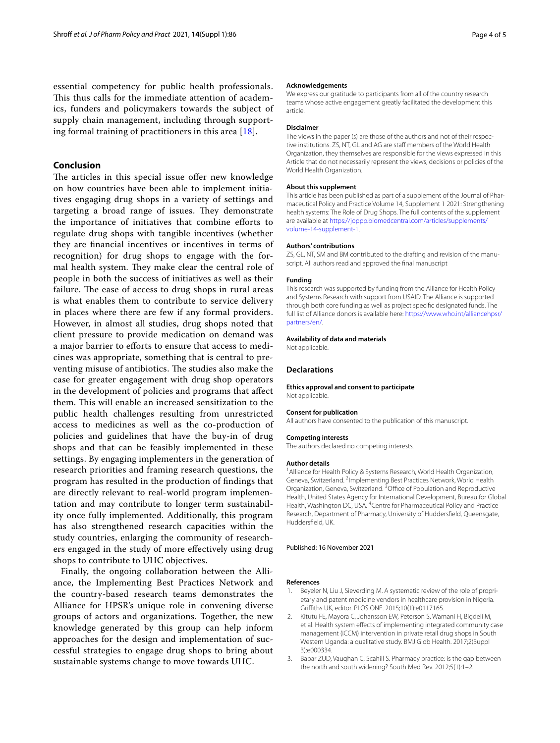essential competency for public health professionals. This thus calls for the immediate attention of academics, funders and policymakers towards the subject of supply chain management, including through supporting formal training of practitioners in this area [18].

## Conclusion

The articles in this special issue offer new knowledge on how countries have been able to implement initiatives engaging drug shops in a variety of settings and targeting a broad range of issues. They demonstrate the importance of initiatives that combine efforts to regulate drug shops with tangible incentives (whether they are financial incentives or incentives in terms of recognition) for drug shops to engage with the formal health system. They make clear the central role of people in both the success of initiatives as well as their failure. The ease of access to drug shops in rural areas is what enables them to contribute to service delivery in places where there are few if any formal providers. However, in almost all studies, drug shops noted that client pressure to provide medication on demand was a major barrier to efforts to ensure that access to medicines was appropriate, something that is central to preventing misuse of antibiotics. The studies also make the case for greater engagement with drug shop operators in the development of policies and programs that affect them. This will enable an increased sensitization to the public health challenges resulting from unrestricted access to medicines as well as the co-production of policies and guidelines that have the buy-in of drug shops and that can be feasibly implemented in these settings. By engaging implementers in the generation of research priorities and framing research questions, the program has resulted in the production of findings that are directly relevant to real-world program implementation and may contribute to longer term sustainability once fully implemented. Additionally, this program has also strengthened research capacities within the study countries, enlarging the community of researchers engaged in the study of more effectively using drug shops to contribute to UHC objectives.

Finally, the ongoing collaboration between the Alliance, the Implementing Best Practices Network and the country-based research teams demonstrates the Alliance for HPSR's unique role in convening diverse groups of actors and organizations. Together, the new knowledge generated by this group can help inform approaches for the design and implementation of successful strategies to engage drug shops to bring about sustainable systems change to move towards UHC.

#### Acknowledgements

We express our gratitude to participants from all of the country research teams whose active engagement greatly facilitated the development this article.

#### Disclaimer

The views in the paper (s) are those of the authors and not of their respective institutions. ZS, NT, GL and AG are staff members of the World Health Organization, they themselves are responsible for the views expressed in this Article that do not necessarily represent the views, decisions or policies of the World Health Organization.

#### About this supplement

This article has been published as part of a supplement of the Journal of Pharmaceutical Policy and Practice Volume 14, Supplement 1 2021: Strengthening health systems: The Role of Drug Shops. The full contents of the supplement are available at https://joppp.biomedcentral.com/articles/supplements/volume-14-supplement-1.

#### Authors' contributions

ZS, GL, NT, SM and BM contributed to the drafting and revision of the manuscript. All authors read and approved the final manuscript

#### Funding

This research was supported by funding from the Alliance for Health Policy and Systems Research with support from USAID. The Alliance is supported through both core funding as well as project specific designated funds. The full list of Alliance donors is available here: https://www.who.int/alliancehpsr/partners/en/.

#### Availability of data and materials

Not applicable.

### Declarations

#### Ethics approval and consent to participate

Not applicable.

#### Consent for publication

All authors have consented to the publication of this manuscript.

#### Competing interests

The authors declared no competing interests.

#### Author details

[1] Alliance for Health Policy & Systems Research, World Health Organization, Geneva, Switzerland. [2] Implementing Best Practices Network, World Health Organization, Geneva, Switzerland. [3] Office of Population and Reproductive Health, United States Agency for International Development, Bureau for Global Health, Washington DC, USA. [4] Centre for Pharmaceutical Policy and Practice Research, Department of Pharmacy, University of Huddersfield, Queensgate, Huddersfield, UK.

Published: 16 November 2021

#### References

1. Beyeler N, Liu J, Sieverding M. A systematic review of the role of proprietary and patent medicine vendors in healthcare provision in Nigeria. Griffiths UK, editor. PLOS ONE. 2015;10(1):e0117165.
2. Kitutu FE, Mayora C, Johansson EW, Peterson S, Wamani H, Bigdeli M, et al. Health system effects of implementing integrated community case management (iCCM) intervention in private retail drug shops in South Western Uganda: a qualitative study. BMJ Glob Health. 2017;2(Suppl 3):e000334.
3. Babar ZUD, Vaughan C, Scahill S. Pharmacy practice: is the gap between the north and south widening? South Med Rev. 2012;5(1):1–2.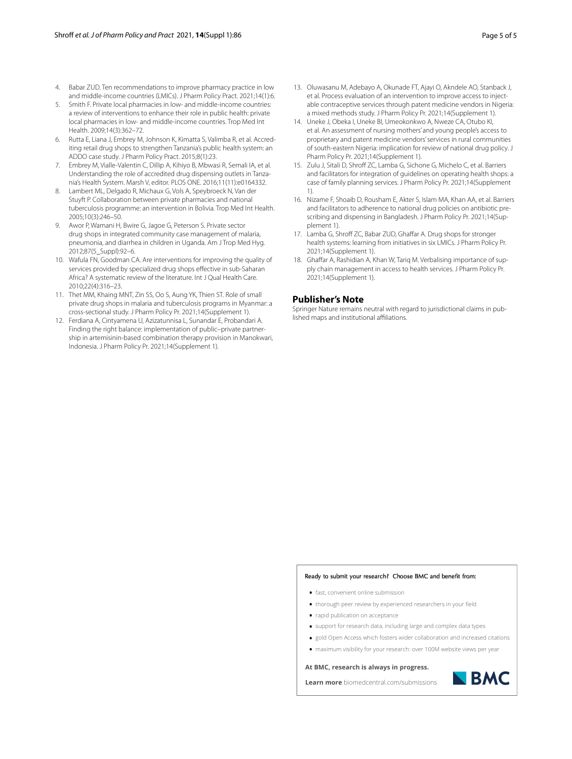4. Babar ZUD. Ten recommendations to improve pharmacy practice in low and middle-income countries (LMICs). J Pharm Policy Pract. 2021;14(1):6.
5. Smith F. Private local pharmacies in low- and middle-income countries: a review of interventions to enhance their role in public health: private local pharmacies in low- and middle-income countries. Trop Med Int Health. 2009;14(3):362–72.
6. Rutta E, Liana J, Embrey M, Johnson K, Kimatta S, Valimba R, et al. Accrediting retail drug shops to strengthen Tanzania's public health system: an ADDO case study. J Pharm Policy Pract. 2015;8(1):23.
7. Embrey M, Vialle-Valentin C, Dillip A, Kihiyo B, Mbwasi R, Semali IA, et al. Understanding the role of accredited drug dispensing outlets in Tanzania's Health System. Marsh V, editor. PLOS ONE. 2016;11(11):e0164332.
8. Lambert ML, Delgado R, Michaux G, Vols A, Speybroeck N, Van der Stuyft P. Collaboration between private pharmacies and national tuberculosis programme: an intervention in Bolivia. Trop Med Int Health. 2005;10(3):246–50.
9. Awor P, Wamani H, Bwire G, Jagoe G, Peterson S. Private sector drug shops in integrated community case management of malaria, pneumonia, and diarrhea in children in Uganda. Am J Trop Med Hyg. 2012;87(5_Suppl):92–6.
10. Wafula FN, Goodman CA. Are interventions for improving the quality of services provided by specialized drug shops effective in sub-Saharan Africa? A systematic review of the literature. Int J Qual Health Care. 2010;22(4):316–23.
11. Thet MM, Khaing MNT, Zin SS, Oo S, Aung YK, Thien ST. Role of small private drug shops in malaria and tuberculosis programs in Myanmar: a cross-sectional study. J Pharm Policy Pr. 2021;14(Supplement 1).
12. Ferdiana A, Cintyamena U, Azizatunnisa L, Sunandar E, Probandari A. Finding the right balance: implementation of public–private partnership in artemisinin-based combination therapy provision in Manokwari, Indonesia. J Pharm Policy Pr. 2021;14(Supplement 1).
13. Oluwasanu M, Adebayo A, Okunade FT, Ajayi O, Akndele AO, Stanback J, et al. Process evaluation of an intervention to improve access to injectable contraceptive services through patent medicine vendors in Nigeria: a mixed methods study. J Pharm Policy Pr. 2021;14(Supplement 1).
14. Uneke J, Obeka I, Uneke BI, Umeokonkwo A, Nweze CA, Otubo KI, et al. An assessment of nursing mothers' and young people's access to proprietary and patent medicine vendors' services in rural communities of south-eastern Nigeria: implication for review of national drug policy. J Pharm Policy Pr. 2021;14(Supplement 1).
15. Zulu J, Sitali D, Shroff ZC, Lamba G, Sichone G, Michelo C, et al. Barriers and facilitators for integration of guidelines on operating health shops: a case of family planning services. J Pharm Policy Pr. 2021;14(Supplement 1).
16. Nizame F, Shoaib D, Rousham E, Akter S, Islam MA, Khan AA, et al. Barriers and facilitators to adherence to national drug policies on antibiotic prescribing and dispensing in Bangladesh. J Pharm Policy Pr. 2021;14(Supplement 1).
17. Lamba G, Shroff ZC, Babar ZUD, Ghaffar A. Drug shops for stronger health systems: learning from initiatives in six LMICs. J Pharm Policy Pr. 2021;14(Supplement 1).
18. Ghaffar A, Rashidian A, Khan W, Tariq M. Verbalising importance of supply chain management in access to health services. J Pharm Policy Pr. 2021;14(Supplement 1).

## Publisher's Note

Springer Nature remains neutral with regard to jurisdictional claims in published maps and institutional affiliations.

Ready to submit your research? Choose BMC and benefit from:

- fast, convenient online submission
- thorough peer review by experienced researchers in your field
- rapid publication on acceptance
- support for research data, including large and complex data types
- gold Open Access which fosters wider collaboration and increased citations
- maximum visibility for your research: over 100M website views per year

**At BMC, research is always in progress.**

**Learn more** biomedcentral.com/submissions

BMC